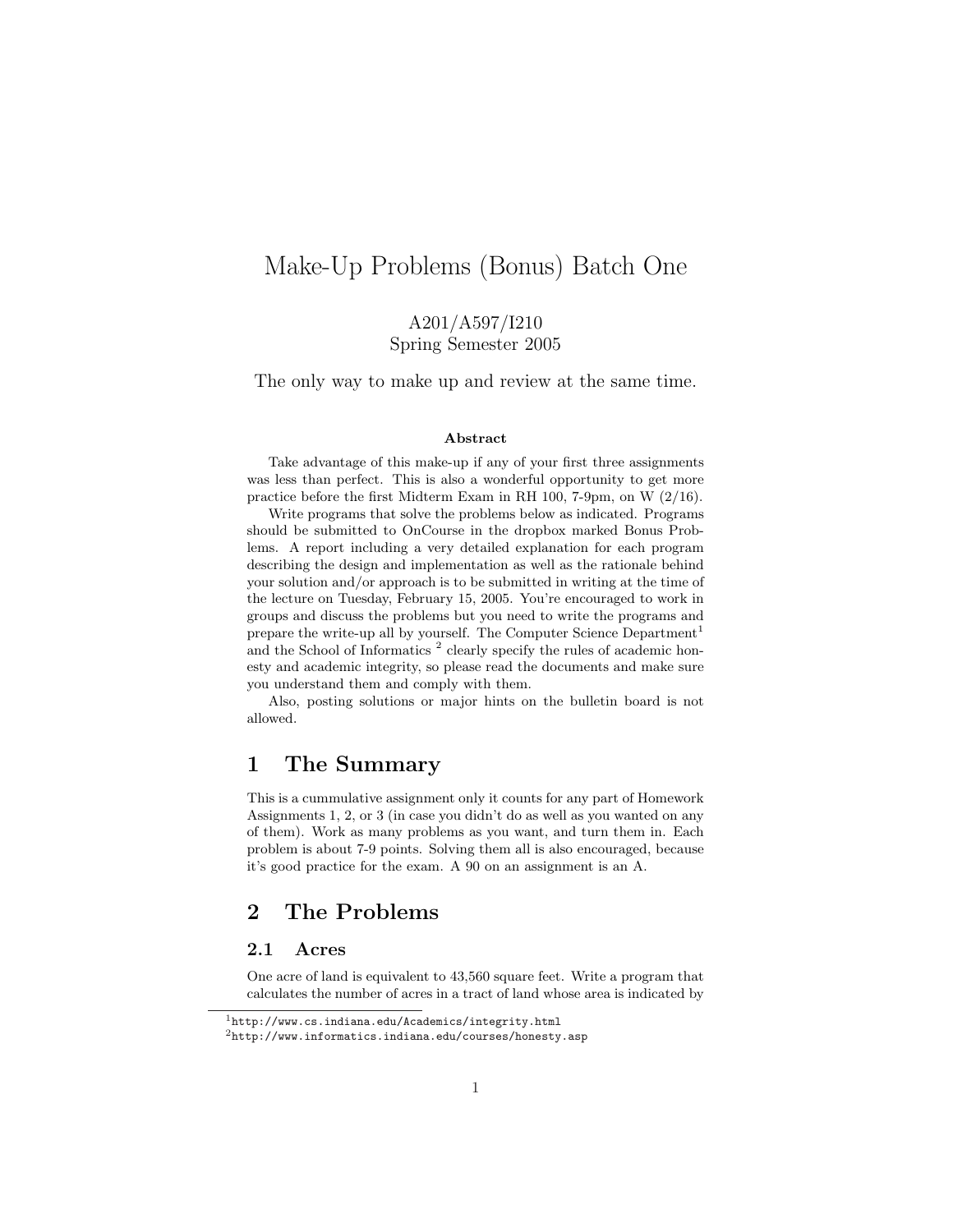# Make-Up Problems (Bonus) Batch One

A201/A597/I210
Spring Semester 2005

The only way to make up and review at the same time.

**Abstract**

Take advantage of this make-up if any of your first three assignments was less than perfect. This is also a wonderful opportunity to get more practice before the first Midterm Exam in RH 100, 7-9pm, on W (2/16).

Write programs that solve the problems below as indicated. Programs should be submitted to OnCourse in the dropbox marked Bonus Problems. A report including a very detailed explanation for each program describing the design and implementation as well as the rationale behind your solution and/or approach is to be submitted in writing at the time of the lecture on Tuesday, February 15, 2005. You're encouraged to work in groups and discuss the problems but you need to write the programs and prepare the write-up all by yourself. The Computer Science Department[1] and the School of Informatics [2] clearly specify the rules of academic honesty and academic integrity, so please read the documents and make sure you understand them and comply with them.

Also, posting solutions or major hints on the bulletin board is not allowed.

## 1 The Summary

This is a cummulative assignment only it counts for any part of Homework Assignments 1, 2, or 3 (in case you didn't do as well as you wanted on any of them). Work as many problems as you want, and turn them in. Each problem is about 7-9 points. Solving them all is also encouraged, because it's good practice for the exam. A 90 on an assignment is an A.

## 2 The Problems

### 2.1 Acres

One acre of land is equivalent to 43,560 square feet. Write a program that calculates the number of acres in a tract of land whose area is indicated by

[1] http://www.cs.indiana.edu/Academics/integrity.html

[2] http://www.informatics.indiana.edu/courses/honesty.asp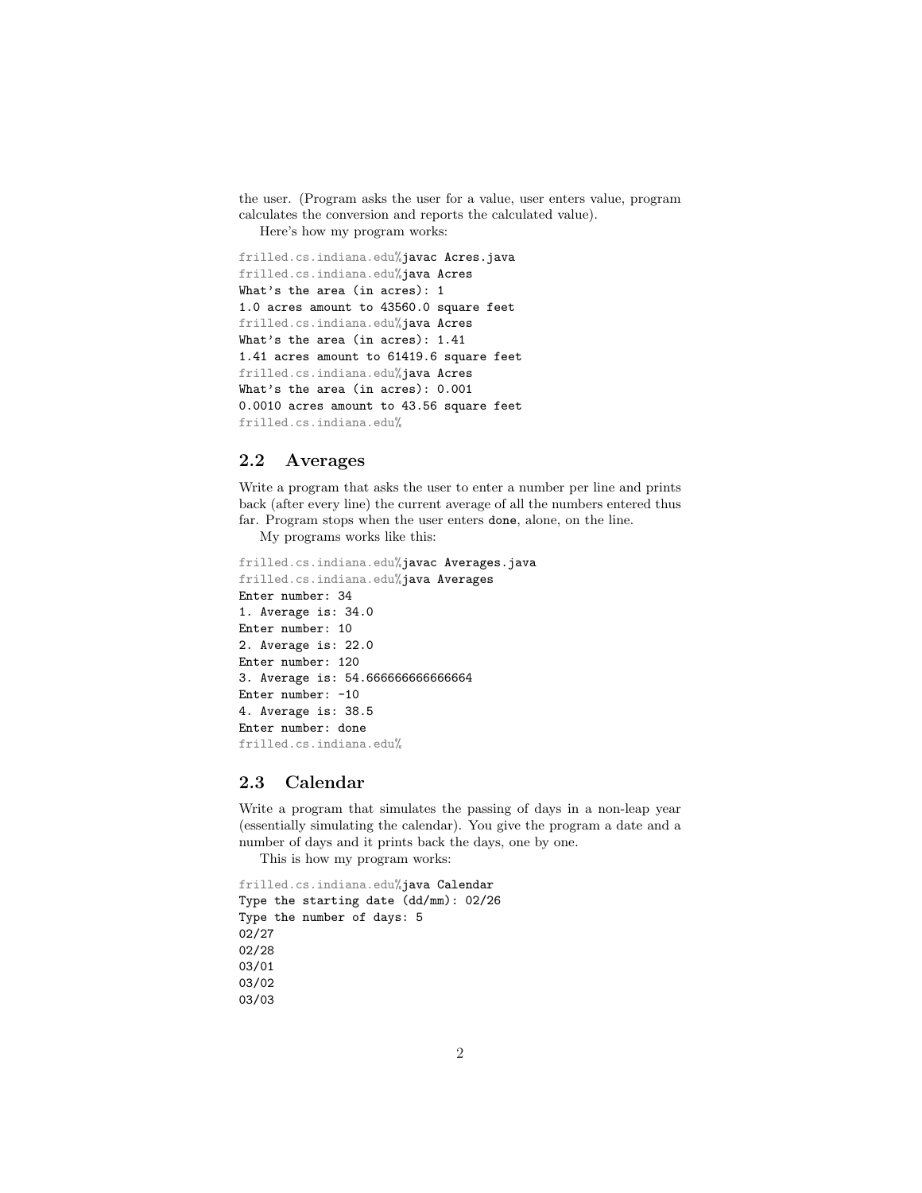the user. (Program asks the user for a value, user enters value, program calculates the conversion and reports the calculated value).

Here's how my program works:

```
frilled.cs.indiana.edu%javac Acres.java
frilled.cs.indiana.edu%java Acres
What's the area (in acres): 1
1.0 acres amount to 43560.0 square feet
frilled.cs.indiana.edu%java Acres
What's the area (in acres): 1.41
1.41 acres amount to 61419.6 square feet
frilled.cs.indiana.edu%java Acres
What's the area (in acres): 0.001
0.0010 acres amount to 43.56 square feet
frilled.cs.indiana.edu%
```

## 2.2 Averages

Write a program that asks the user to enter a number per line and prints back (after every line) the current average of all the numbers entered thus far. Program stops when the user enters `done`, alone, on the line.

My programs works like this:

```
frilled.cs.indiana.edu%javac Averages.java
frilled.cs.indiana.edu%java Averages
Enter number: 34
1. Average is: 34.0
Enter number: 10
2. Average is: 22.0
Enter number: 120
3. Average is: 54.666666666666664
Enter number: -10
4. Average is: 38.5
Enter number: done
frilled.cs.indiana.edu%
```

## 2.3 Calendar

Write a program that simulates the passing of days in a non-leap year (essentially simulating the calendar). You give the program a date and a number of days and it prints back the days, one by one.

This is how my program works:

```
frilled.cs.indiana.edu%java Calendar
Type the starting date (dd/mm): 02/26
Type the number of days: 5
02/27
02/28
03/01
03/02
03/03
```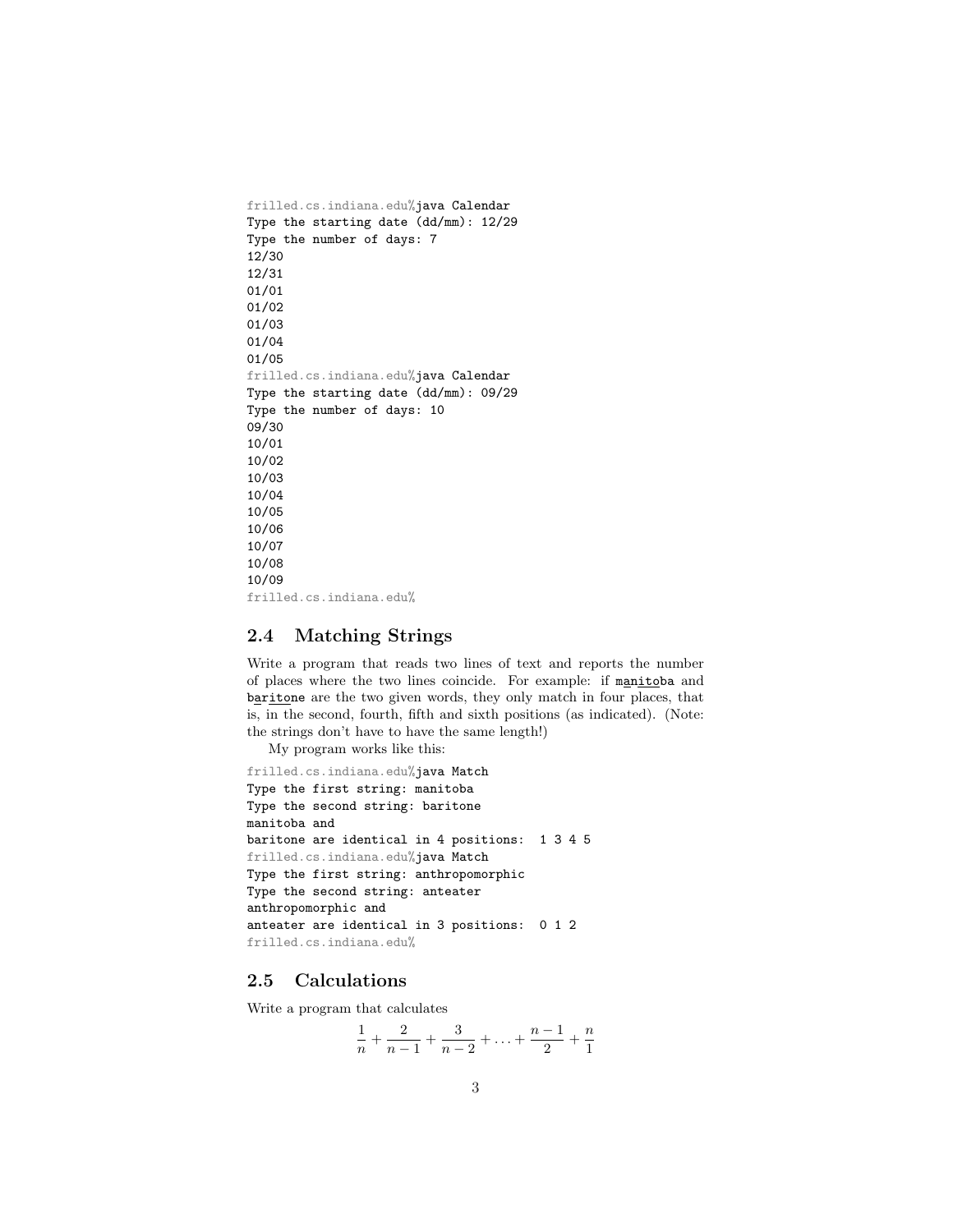```
frilled.cs.indiana.edu%java Calendar
Type the starting date (dd/mm): 12/29
Type the number of days: 7
12/30
12/31
01/01
01/02
01/03
01/04
01/05
frilled.cs.indiana.edu%java Calendar
Type the starting date (dd/mm): 09/29
Type the number of days: 10
09/30
10/01
10/02
10/03
10/04
10/05
10/06
10/07
10/08
10/09
frilled.cs.indiana.edu%
```

## 2.4 Matching Strings

Write a program that reads two lines of text and reports the number of places where the two lines coincide. For example: if manitoba and baritone are the two given words, they only match in four places, that is, in the second, fourth, fifth and sixth positions (as indicated). (Note: the strings don't have to have the same length!)

My program works like this:

```
frilled.cs.indiana.edu%java Match
Type the first string: manitoba
Type the second string: baritone
manitoba and
baritone are identical in 4 positions:  1 3 4 5
frilled.cs.indiana.edu%java Match
Type the first string: anthropomorphic
Type the second string: anteater
anthropomorphic and
anteater are identical in 3 positions:  0 1 2
frilled.cs.indiana.edu%
```

## 2.5 Calculations

Write a program that calculates

$$\frac{1}{n} + \frac{2}{n-1} + \frac{3}{n-2} + \ldots + \frac{n-1}{2} + \frac{n}{1}$$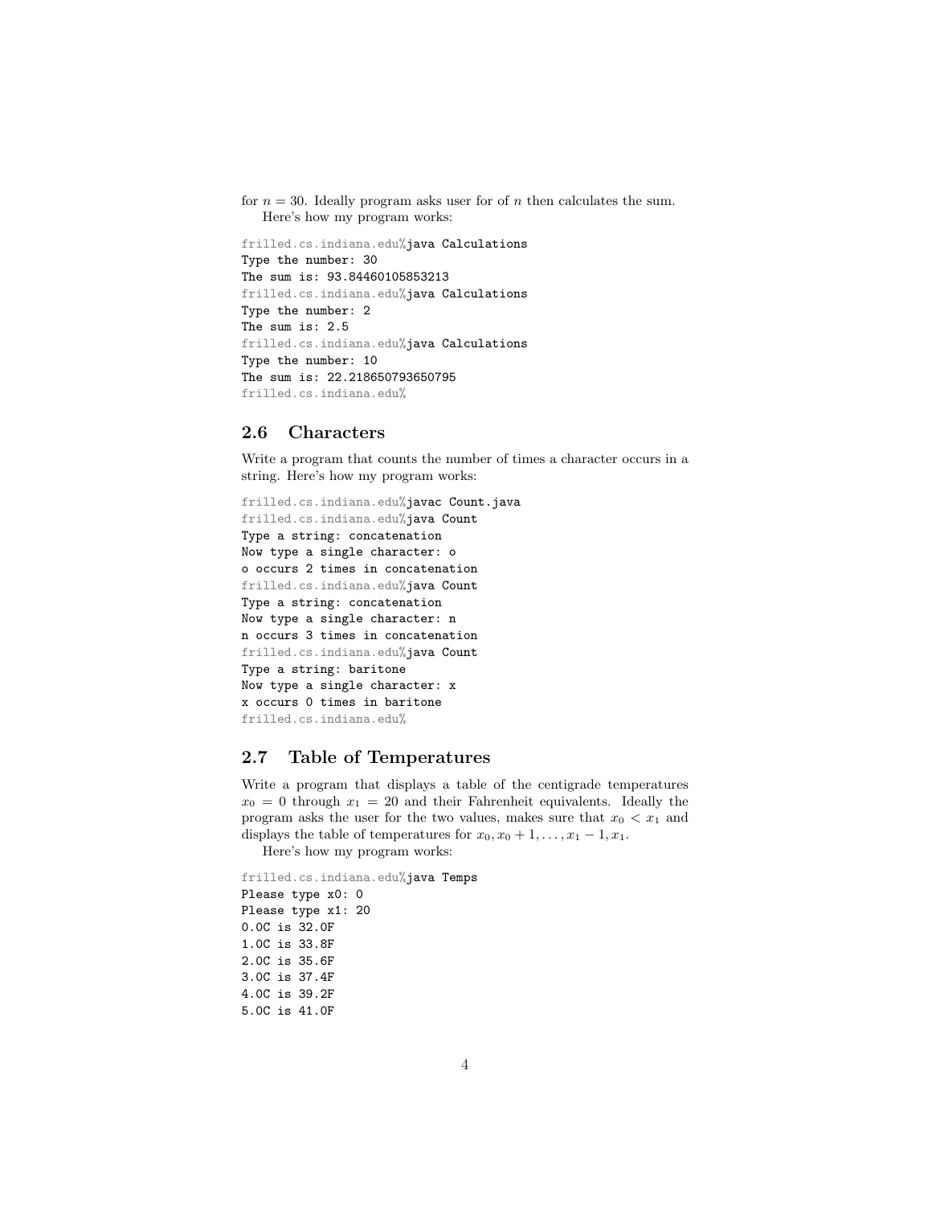for $n = 30$. Ideally program asks user for of $n$ then calculates the sum.

Here's how my program works:

```
frilled.cs.indiana.edu%java Calculations
Type the number: 30
The sum is: 93.84460105853213
frilled.cs.indiana.edu%java Calculations
Type the number: 2
The sum is: 2.5
frilled.cs.indiana.edu%java Calculations
Type the number: 10
The sum is: 22.218650793650795
frilled.cs.indiana.edu%
```

## 2.6 Characters

Write a program that counts the number of times a character occurs in a string. Here's how my program works:

```
frilled.cs.indiana.edu%javac Count.java
frilled.cs.indiana.edu%java Count
Type a string: concatenation
Now type a single character: o
o occurs 2 times in concatenation
frilled.cs.indiana.edu%java Count
Type a string: concatenation
Now type a single character: n
n occurs 3 times in concatenation
frilled.cs.indiana.edu%java Count
Type a string: baritone
Now type a single character: x
x occurs 0 times in baritone
frilled.cs.indiana.edu%
```

## 2.7 Table of Temperatures

Write a program that displays a table of the centigrade temperatures $x_0 = 0$ through $x_1 = 20$ and their Fahrenheit equivalents. Ideally the program asks the user for the two values, makes sure that $x_0 < x_1$ and displays the table of temperatures for $x_0, x_0 + 1, \ldots, x_1 - 1, x_1$.

Here's how my program works:

```
frilled.cs.indiana.edu%java Temps
Please type x0: 0
Please type x1: 20
0.0C is 32.0F
1.0C is 33.8F
2.0C is 35.6F
3.0C is 37.4F
4.0C is 39.2F
5.0C is 41.0F
```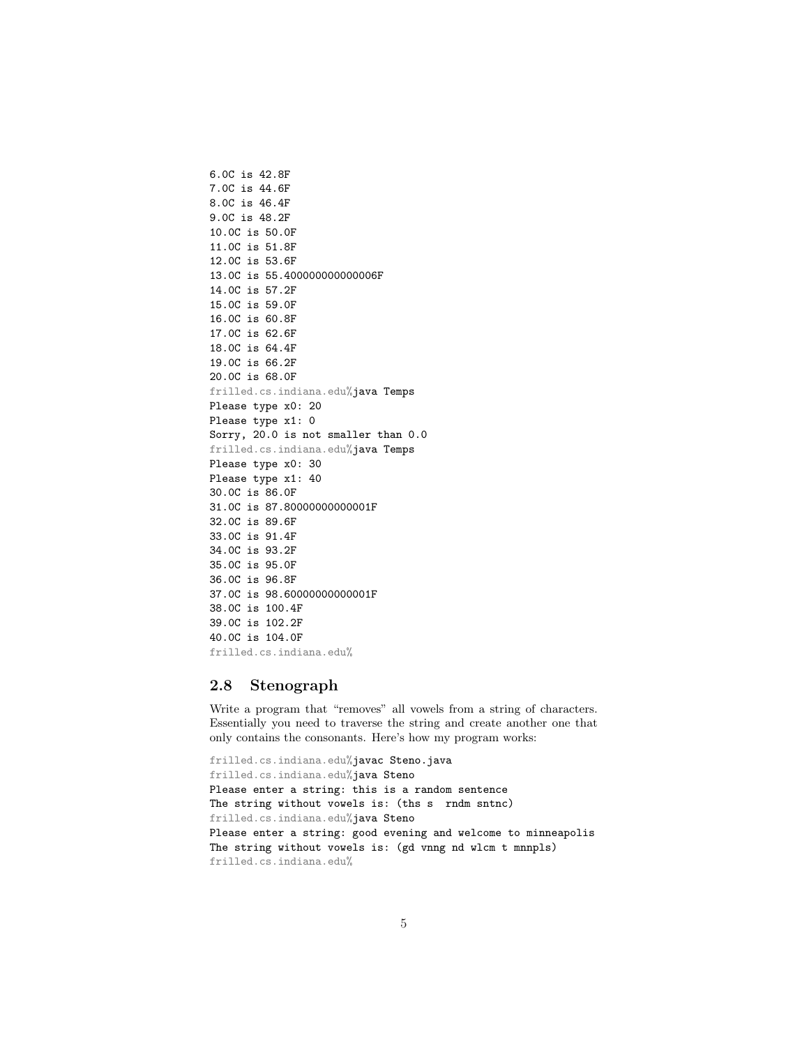```
6.0C is 42.8F
7.0C is 44.6F
8.0C is 46.4F
9.0C is 48.2F
10.0C is 50.0F
11.0C is 51.8F
12.0C is 53.6F
13.0C is 55.400000000000006F
14.0C is 57.2F
15.0C is 59.0F
16.0C is 60.8F
17.0C is 62.6F
18.0C is 64.4F
19.0C is 66.2F
20.0C is 68.0F
frilled.cs.indiana.edu%java Temps
Please type x0: 20
Please type x1: 0
Sorry, 20.0 is not smaller than 0.0
frilled.cs.indiana.edu%java Temps
Please type x0: 30
Please type x1: 40
30.0C is 86.0F
31.0C is 87.80000000000001F
32.0C is 89.6F
33.0C is 91.4F
34.0C is 93.2F
35.0C is 95.0F
36.0C is 96.8F
37.0C is 98.60000000000001F
38.0C is 100.4F
39.0C is 102.2F
40.0C is 104.0F
frilled.cs.indiana.edu%
```

## 2.8 Stenograph

Write a program that "removes" all vowels from a string of characters. Essentially you need to traverse the string and create another one that only contains the consonants. Here's how my program works:

```
frilled.cs.indiana.edu%javac Steno.java
frilled.cs.indiana.edu%java Steno
Please enter a string: this is a random sentence
The string without vowels is: (ths s  rndm sntnc)
frilled.cs.indiana.edu%java Steno
Please enter a string: good evening and welcome to minneapolis
The string without vowels is: (gd vnng nd wlcm t mnnpls)
frilled.cs.indiana.edu%
```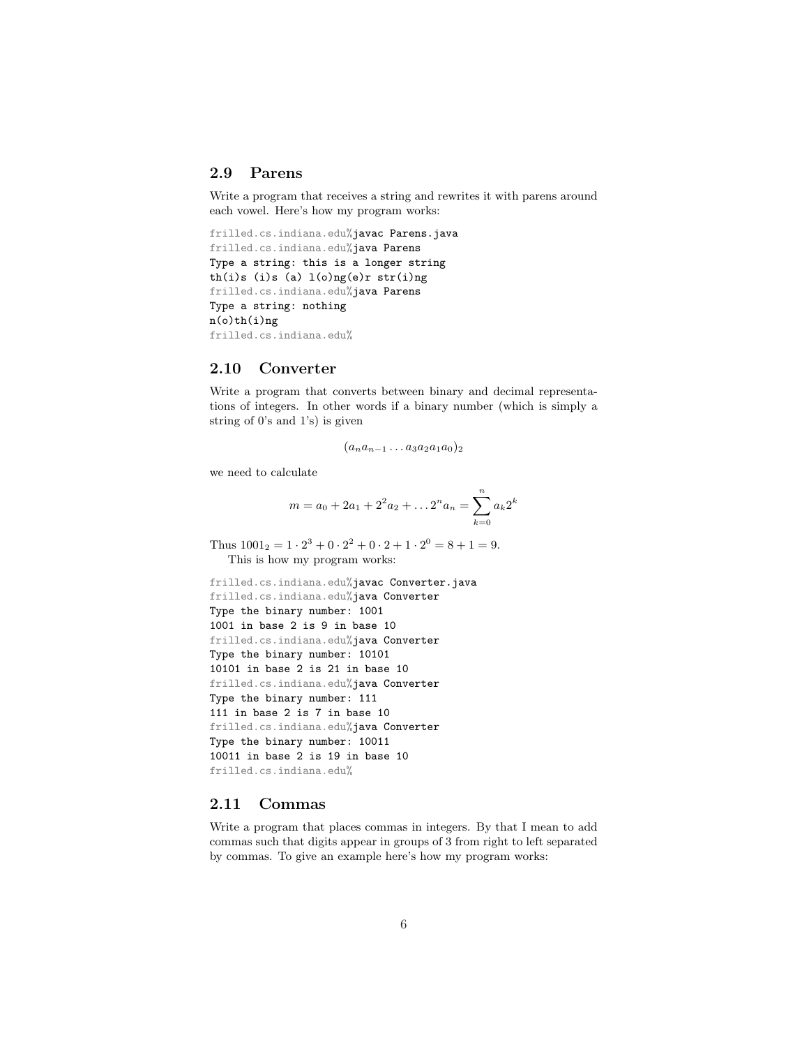## 2.9 Parens

Write a program that receives a string and rewrites it with parens around each vowel. Here's how my program works:

```
frilled.cs.indiana.edu%javac Parens.java
frilled.cs.indiana.edu%java Parens
Type a string: this is a longer string
th(i)s (i)s (a) l(o)ng(e)r str(i)ng
frilled.cs.indiana.edu%java Parens
Type a string: nothing
n(o)th(i)ng
frilled.cs.indiana.edu%
```

## 2.10 Converter

Write a program that converts between binary and decimal representations of integers. In other words if a binary number (which is simply a string of 0's and 1's) is given

$$(a_n a_{n-1} \ldots a_3 a_2 a_1 a_0)_2$$

we need to calculate

$$m = a_0 + 2a_1 + 2^2 a_2 + \ldots 2^n a_n = \sum_{k=0}^{n} a_k 2^k$$

Thus $1001_2 = 1 \cdot 2^3 + 0 \cdot 2^2 + 0 \cdot 2 + 1 \cdot 2^0 = 8 + 1 = 9$.

This is how my program works:

```
frilled.cs.indiana.edu%javac Converter.java
frilled.cs.indiana.edu%java Converter
Type the binary number: 1001
1001 in base 2 is 9 in base 10
frilled.cs.indiana.edu%java Converter
Type the binary number: 10101
10101 in base 2 is 21 in base 10
frilled.cs.indiana.edu%java Converter
Type the binary number: 111
111 in base 2 is 7 in base 10
frilled.cs.indiana.edu%java Converter
Type the binary number: 10011
10011 in base 2 is 19 in base 10
frilled.cs.indiana.edu%
```

## 2.11 Commas

Write a program that places commas in integers. By that I mean to add commas such that digits appear in groups of 3 from right to left separated by commas. To give an example here's how my program works: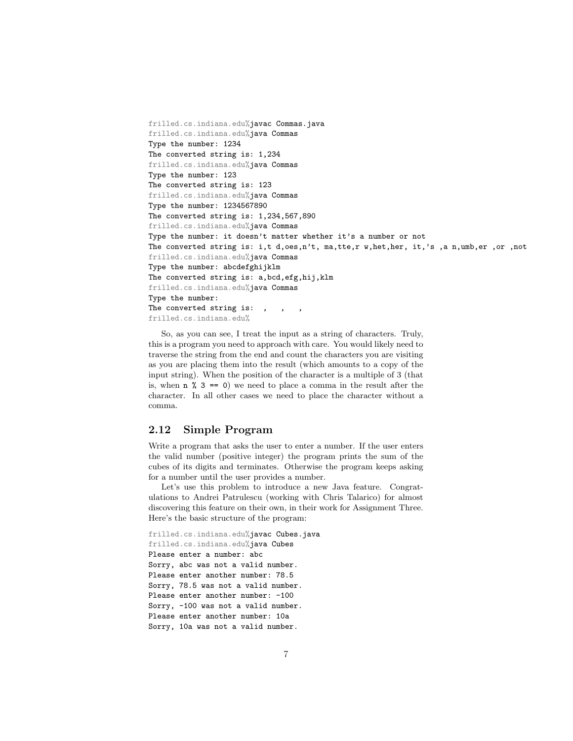```
frilled.cs.indiana.edu%javac Commas.java
frilled.cs.indiana.edu%java Commas
Type the number: 1234
The converted string is: 1,234
frilled.cs.indiana.edu%java Commas
Type the number: 123
The converted string is: 123
frilled.cs.indiana.edu%java Commas
Type the number: 1234567890
The converted string is: 1,234,567,890
frilled.cs.indiana.edu%java Commas
Type the number: it doesn't matter whether it's a number or not
The converted string is: i,t d,oes,n't, ma,tte,r w,het,her, it,'s ,a n,umb,er ,or ,not
frilled.cs.indiana.edu%java Commas
Type the number: abcdefghijklm
The converted string is: a,bcd,efg,hij,klm
frilled.cs.indiana.edu%java Commas
Type the number:
The converted string is:  ,   ,   ,
frilled.cs.indiana.edu%
```

So, as you can see, I treat the input as a string of characters. Truly, this is a program you need to approach with care. You would likely need to traverse the string from the end and count the characters you are visiting as you are placing them into the result (which amounts to a copy of the input string). When the position of the character is a multiple of 3 (that is, when `n % 3 == 0`) we need to place a comma in the result after the character. In all other cases we need to place the character without a comma.

## 2.12 Simple Program

Write a program that asks the user to enter a number. If the user enters the valid number (positive integer) the program prints the sum of the cubes of its digits and terminates. Otherwise the program keeps asking for a number until the user provides a number.

Let's use this problem to introduce a new Java feature. Congratulations to Andrei Patrulescu (working with Chris Talarico) for almost discovering this feature on their own, in their work for Assignment Three. Here's the basic structure of the program:

```
frilled.cs.indiana.edu%javac Cubes.java
frilled.cs.indiana.edu%java Cubes
Please enter a number: abc
Sorry, abc was not a valid number.
Please enter another number: 78.5
Sorry, 78.5 was not a valid number.
Please enter another number: -100
Sorry, -100 was not a valid number.
Please enter another number: 10a
Sorry, 10a was not a valid number.
```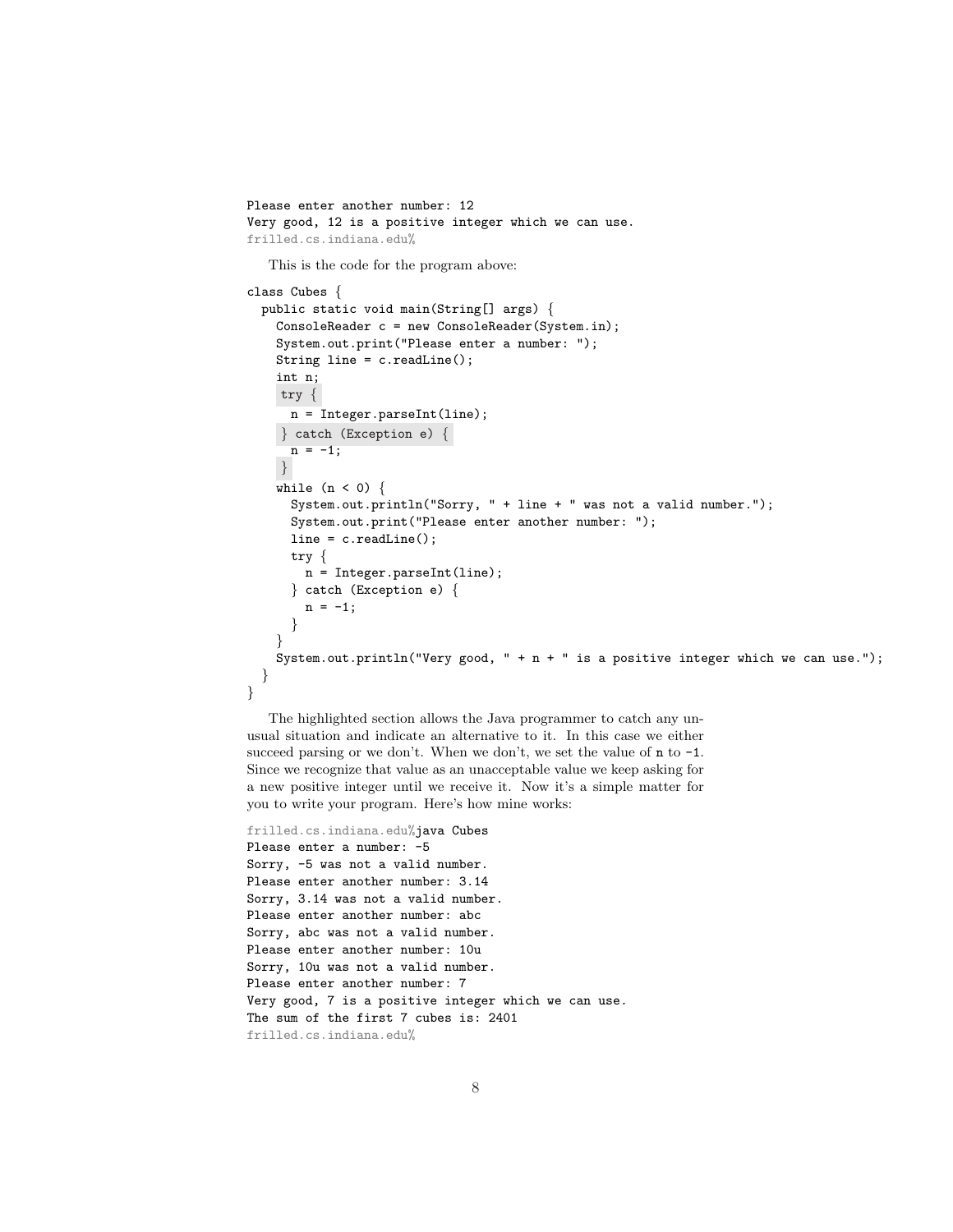```
Please enter another number: 12
Very good, 12 is a positive integer which we can use.
frilled.cs.indiana.edu%
```

This is the code for the program above:

```
class Cubes {
  public static void main(String[] args) {
    ConsoleReader c = new ConsoleReader(System.in);
    System.out.print("Please enter a number: ");
    String line = c.readLine();
    int n;
    try {
      n = Integer.parseInt(line);
    } catch (Exception e) {
      n = -1;
    }
    while (n < 0) {
      System.out.println("Sorry, " + line + " was not a valid number.");
      System.out.print("Please enter another number: ");
      line = c.readLine();
      try {
        n = Integer.parseInt(line);
      } catch (Exception e) {
        n = -1;
      }
    }
    System.out.println("Very good, " + n + " is a positive integer which we can use.");
  }
}
```

The highlighted section allows the Java programmer to catch any unusual situation and indicate an alternative to it. In this case we either succeed parsing or we don't. When we don't, we set the value of `n` to `-1`. Since we recognize that value as an unacceptable value we keep asking for a new positive integer until we receive it. Now it's a simple matter for you to write your program. Here's how mine works:

```
frilled.cs.indiana.edu%java Cubes
Please enter a number: -5
Sorry, -5 was not a valid number.
Please enter another number: 3.14
Sorry, 3.14 was not a valid number.
Please enter another number: abc
Sorry, abc was not a valid number.
Please enter another number: 10u
Sorry, 10u was not a valid number.
Please enter another number: 7
Very good, 7 is a positive integer which we can use.
The sum of the first 7 cubes is: 2401
frilled.cs.indiana.edu%
```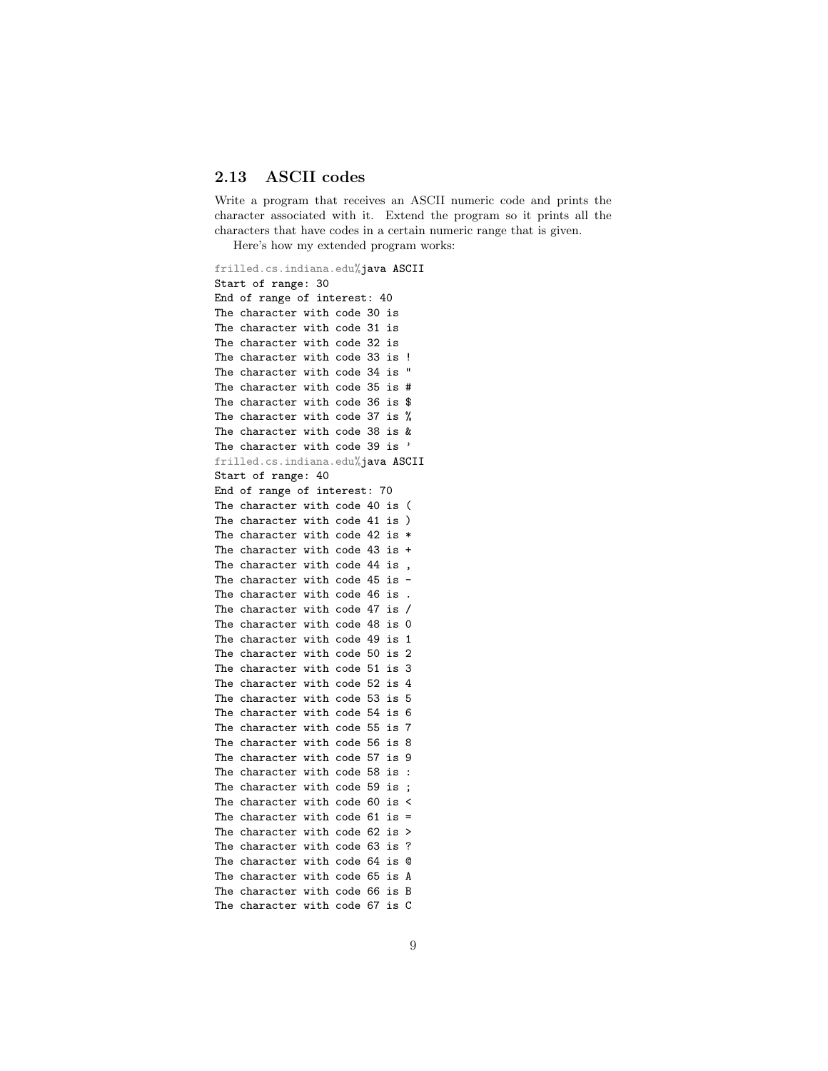## 2.13 ASCII codes

Write a program that receives an ASCII numeric code and prints the character associated with it. Extend the program so it prints all the characters that have codes in a certain numeric range that is given.

Here's how my extended program works:

```
frilled.cs.indiana.edu%java ASCII
Start of range: 30
End of range of interest: 40
The character with code 30 is
The character with code 31 is
The character with code 32 is
The character with code 33 is !
The character with code 34 is "
The character with code 35 is #
The character with code 36 is $
The character with code 37 is %
The character with code 38 is &
The character with code 39 is '
frilled.cs.indiana.edu%java ASCII
Start of range: 40
End of range of interest: 70
The character with code 40 is (
The character with code 41 is )
The character with code 42 is *
The character with code 43 is +
The character with code 44 is ,
The character with code 45 is -
The character with code 46 is .
The character with code 47 is /
The character with code 48 is 0
The character with code 49 is 1
The character with code 50 is 2
The character with code 51 is 3
The character with code 52 is 4
The character with code 53 is 5
The character with code 54 is 6
The character with code 55 is 7
The character with code 56 is 8
The character with code 57 is 9
The character with code 58 is :
The character with code 59 is ;
The character with code 60 is <
The character with code 61 is =
The character with code 62 is >
The character with code 63 is ?
The character with code 64 is @
The character with code 65 is A
The character with code 66 is B
The character with code 67 is C
```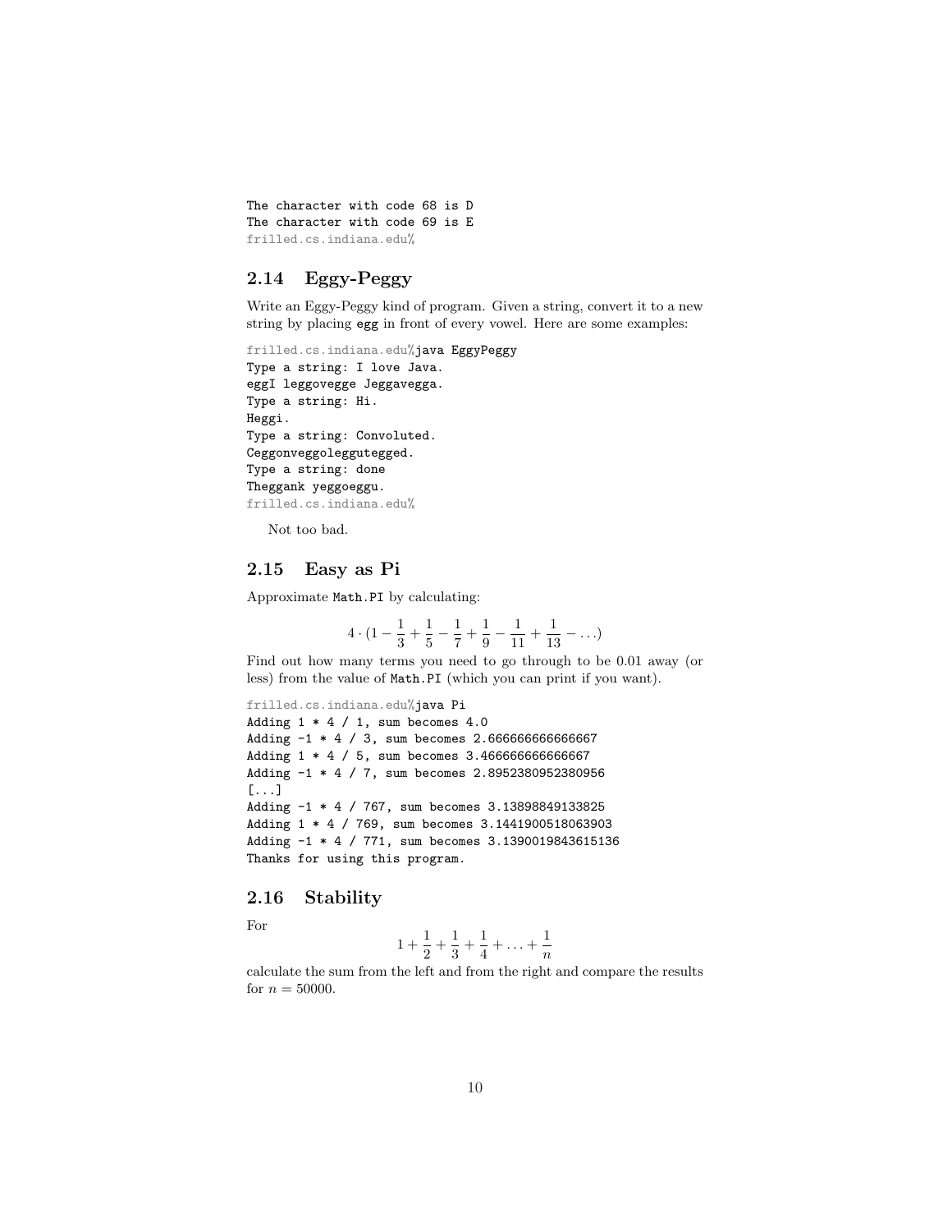```
The character with code 68 is D
The character with code 69 is E
frilled.cs.indiana.edu%
```

## 2.14 Eggy-Peggy

Write an Eggy-Peggy kind of program. Given a string, convert it to a new string by placing `egg` in front of every vowel. Here are some examples:

```
frilled.cs.indiana.edu%java EggyPeggy
Type a string: I love Java.
eggI leggovegge Jeggavegga.
Type a string: Hi.
Heggi.
Type a string: Convoluted.
Ceggonveggoleggutegged.
Type a string: done
Theggank yeggoeggu.
frilled.cs.indiana.edu%
```

Not too bad.

## 2.15 Easy as Pi

Approximate `Math.PI` by calculating:

$$4 \cdot (1 - \frac{1}{3} + \frac{1}{5} - \frac{1}{7} + \frac{1}{9} - \frac{1}{11} + \frac{1}{13} - \ldots)$$

Find out how many terms you need to go through to be 0.01 away (or less) from the value of `Math.PI` (which you can print if you want).

```
frilled.cs.indiana.edu%java Pi
Adding 1 * 4 / 1, sum becomes 4.0
Adding -1 * 4 / 3, sum becomes 2.666666666666667
Adding 1 * 4 / 5, sum becomes 3.466666666666667
Adding -1 * 4 / 7, sum becomes 2.8952380952380956
[...]
Adding -1 * 4 / 767, sum becomes 3.13898849133825
Adding 1 * 4 / 769, sum becomes 3.1441900518063903
Adding -1 * 4 / 771, sum becomes 3.1390019843615136
Thanks for using this program.
```

## 2.16 Stability

For

$$1 + \frac{1}{2} + \frac{1}{3} + \frac{1}{4} + \ldots + \frac{1}{n}$$

calculate the sum from the left and from the right and compare the results for $n = 50000$.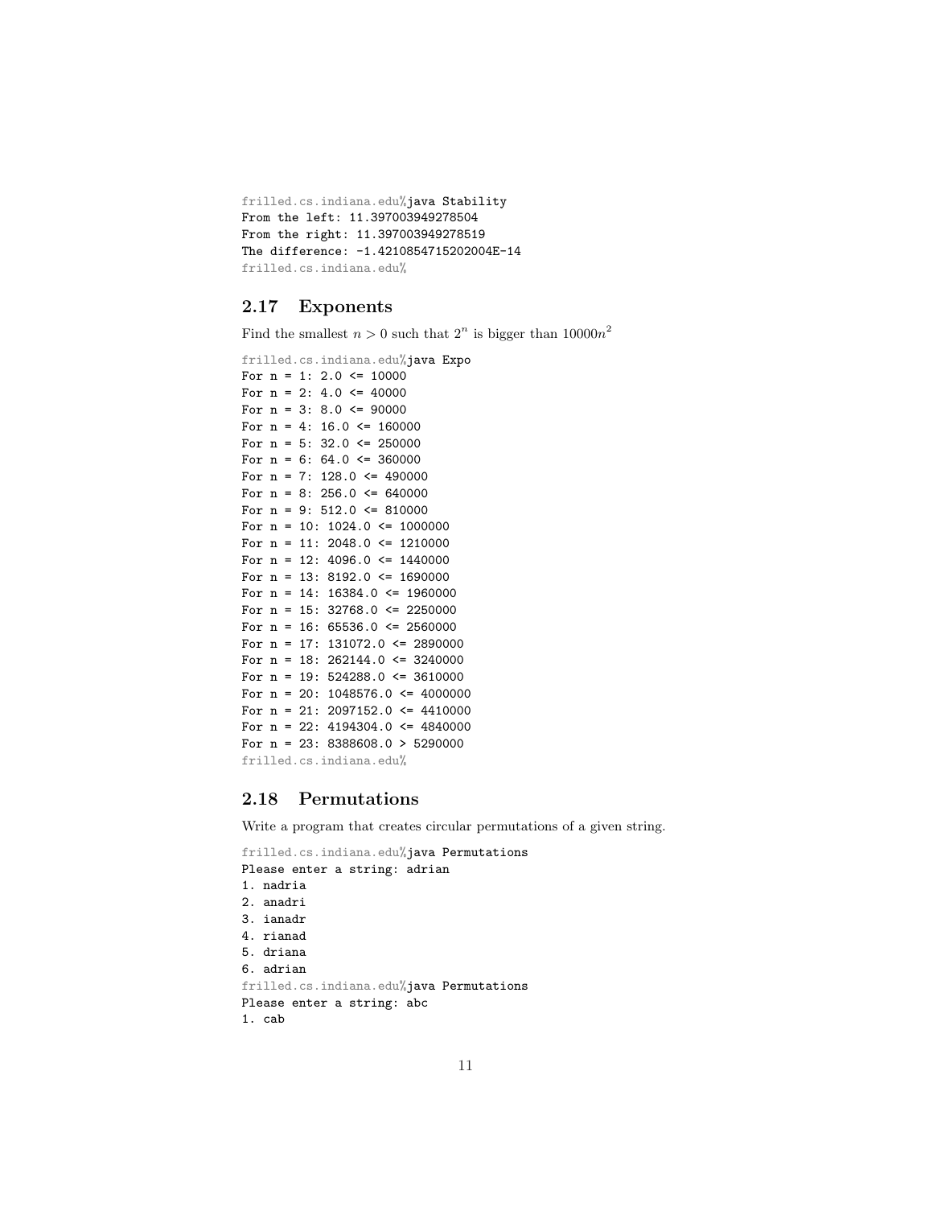```
frilled.cs.indiana.edu%java Stability
From the left: 11.397003949278504
From the right: 11.397003949278519
The difference: -1.4210854715202004E-14
frilled.cs.indiana.edu%
```

## 2.17 Exponents

Find the smallest $n > 0$ such that $2^n$ is bigger than $10000n^2$

```
frilled.cs.indiana.edu%java Expo
For n = 1: 2.0 <= 10000
For n = 2: 4.0 <= 40000
For n = 3: 8.0 <= 90000
For n = 4: 16.0 <= 160000
For n = 5: 32.0 <= 250000
For n = 6: 64.0 <= 360000
For n = 7: 128.0 <= 490000
For n = 8: 256.0 <= 640000
For n = 9: 512.0 <= 810000
For n = 10: 1024.0 <= 1000000
For n = 11: 2048.0 <= 1210000
For n = 12: 4096.0 <= 1440000
For n = 13: 8192.0 <= 1690000
For n = 14: 16384.0 <= 1960000
For n = 15: 32768.0 <= 2250000
For n = 16: 65536.0 <= 2560000
For n = 17: 131072.0 <= 2890000
For n = 18: 262144.0 <= 3240000
For n = 19: 524288.0 <= 3610000
For n = 20: 1048576.0 <= 4000000
For n = 21: 2097152.0 <= 4410000
For n = 22: 4194304.0 <= 4840000
For n = 23: 8388608.0 > 5290000
frilled.cs.indiana.edu%
```

## 2.18 Permutations

Write a program that creates circular permutations of a given string.

```
frilled.cs.indiana.edu%java Permutations
Please enter a string: adrian
1. nadria
2. anadri
3. ianadr
4. rianad
5. driana
6. adrian
frilled.cs.indiana.edu%java Permutations
Please enter a string: abc
1. cab
```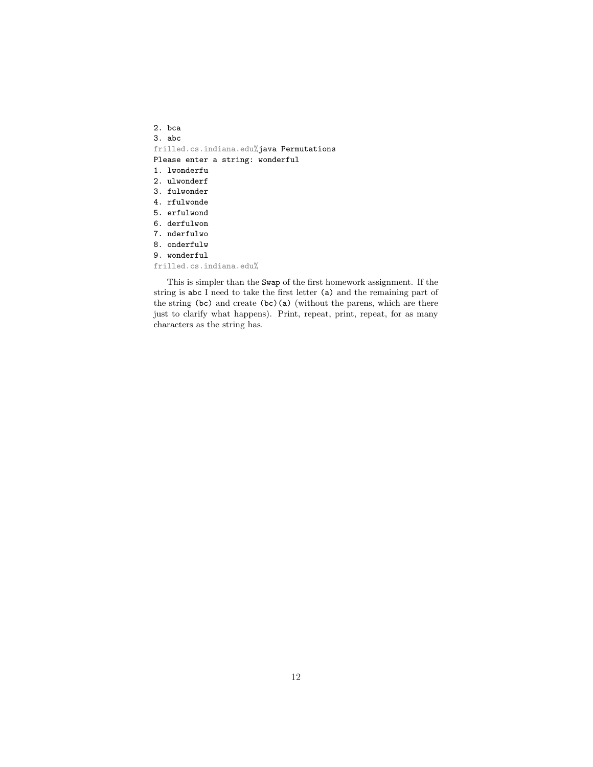```
2. bca
3. abc
frilled.cs.indiana.edu%java Permutations
Please enter a string: wonderful
1. lwonderfu
2. ulwonderf
3. fulwonder
4. rfulwonde
5. erfulwond
6. derfulwon
7. nderfulwo
8. onderfulw
9. wonderful
frilled.cs.indiana.edu%
```

This is simpler than the `Swap` of the first homework assignment. If the string is `abc` I need to take the first letter `(a)` and the remaining part of the string `(bc)` and create `(bc)(a)` (without the parens, which are there just to clarify what happens). Print, repeat, print, repeat, for as many characters as the string has.